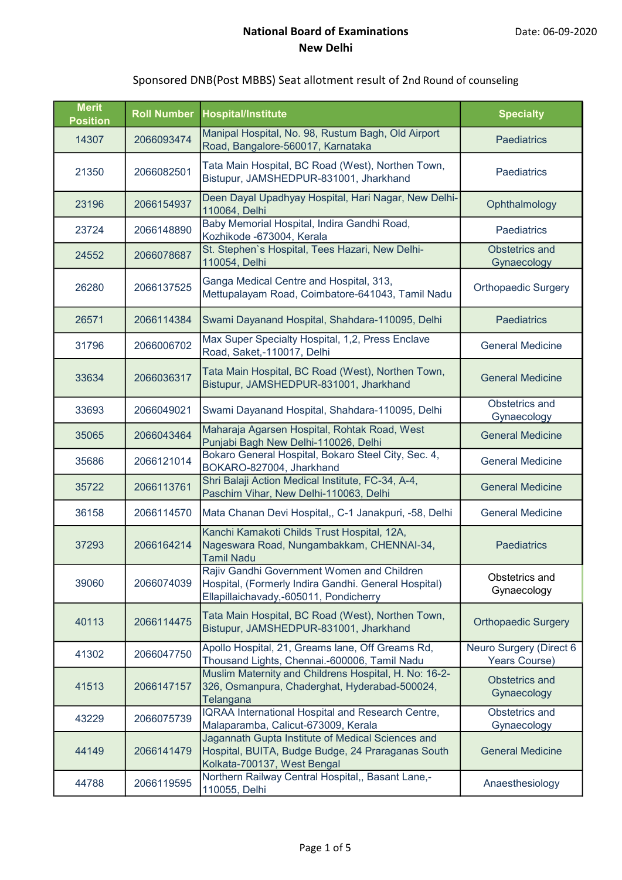# National Board of Examinations
## New Delhi

Date: 06-09-2020

Sponsored DNB(Post MBBS) Seat allotment result of 2nd Round of counseling

| Merit Position | Roll Number | Hospital/Institute | Specialty |
|---|---|---|---|
| 14307 | 2066093474 | Manipal Hospital, No. 98, Rustum Bagh, Old Airport Road, Bangalore-560017, Karnataka | Paediatrics |
| 21350 | 2066082501 | Tata Main Hospital, BC Road (West), Northen Town, Bistupur, JAMSHEDPUR-831001, Jharkhand | Paediatrics |
| 23196 | 2066154937 | Deen Dayal Upadhyay Hospital, Hari Nagar, New Delhi-110064, Delhi | Ophthalmology |
| 23724 | 2066148890 | Baby Memorial Hospital, Indira Gandhi Road, Kozhikode -673004, Kerala | Paediatrics |
| 24552 | 2066078687 | St. Stephen`s Hospital, Tees Hazari, New Delhi-110054, Delhi | Obstetrics and Gynaecology |
| 26280 | 2066137525 | Ganga Medical Centre and Hospital, 313, Mettupalayam Road, Coimbatore-641043, Tamil Nadu | Orthopaedic Surgery |
| 26571 | 2066114384 | Swami Dayanand Hospital, Shahdara-110095, Delhi | Paediatrics |
| 31796 | 2066006702 | Max Super Specialty Hospital, 1,2, Press Enclave Road, Saket,-110017, Delhi | General Medicine |
| 33634 | 2066036317 | Tata Main Hospital, BC Road (West), Northen Town, Bistupur, JAMSHEDPUR-831001, Jharkhand | General Medicine |
| 33693 | 2066049021 | Swami Dayanand Hospital, Shahdara-110095, Delhi | Obstetrics and Gynaecology |
| 35065 | 2066043464 | Maharaja Agarsen Hospital, Rohtak Road, West Punjabi Bagh New Delhi-110026, Delhi | General Medicine |
| 35686 | 2066121014 | Bokaro General Hospital, Bokaro Steel City, Sec. 4, BOKARO-827004, Jharkhand | General Medicine |
| 35722 | 2066113761 | Shri Balaji Action Medical Institute, FC-34, A-4, Paschim Vihar, New Delhi-110063, Delhi | General Medicine |
| 36158 | 2066114570 | Mata Chanan Devi Hospital,, C-1 Janakpuri, -58, Delhi | General Medicine |
| 37293 | 2066164214 | Kanchi Kamakoti Childs Trust Hospital, 12A, Nageswara Road, Nungambakkam, CHENNAI-34, Tamil Nadu | Paediatrics |
| 39060 | 2066074039 | Rajiv Gandhi Government Women and Children Hospital, (Formerly Indira Gandhi. General Hospital) Ellapillaichavady,-605011, Pondicherry | Obstetrics and Gynaecology |
| 40113 | 2066114475 | Tata Main Hospital, BC Road (West), Northen Town, Bistupur, JAMSHEDPUR-831001, Jharkhand | Orthopaedic Surgery |
| 41302 | 2066047750 | Apollo Hospital, 21, Greams lane, Off Greams Rd, Thousand Lights, Chennai.-600006, Tamil Nadu | Neuro Surgery (Direct 6 Years Course) |
| 41513 | 2066147157 | Muslim Maternity and Childrens Hospital, H. No: 16-2-326, Osmanpura, Chaderghat, Hyderabad-500024, Telangana | Obstetrics and Gynaecology |
| 43229 | 2066075739 | IQRAA International Hospital and Research Centre, Malaparamba, Calicut-673009, Kerala | Obstetrics and Gynaecology |
| 44149 | 2066141479 | Jagannath Gupta Institute of Medical Sciences and Hospital, BUITA, Budge Budge, 24 Praraganas South Kolkata-700137, West Bengal | General Medicine |
| 44788 | 2066119595 | Northern Railway Central Hospital,, Basant Lane,-110055, Delhi | Anaesthesiology |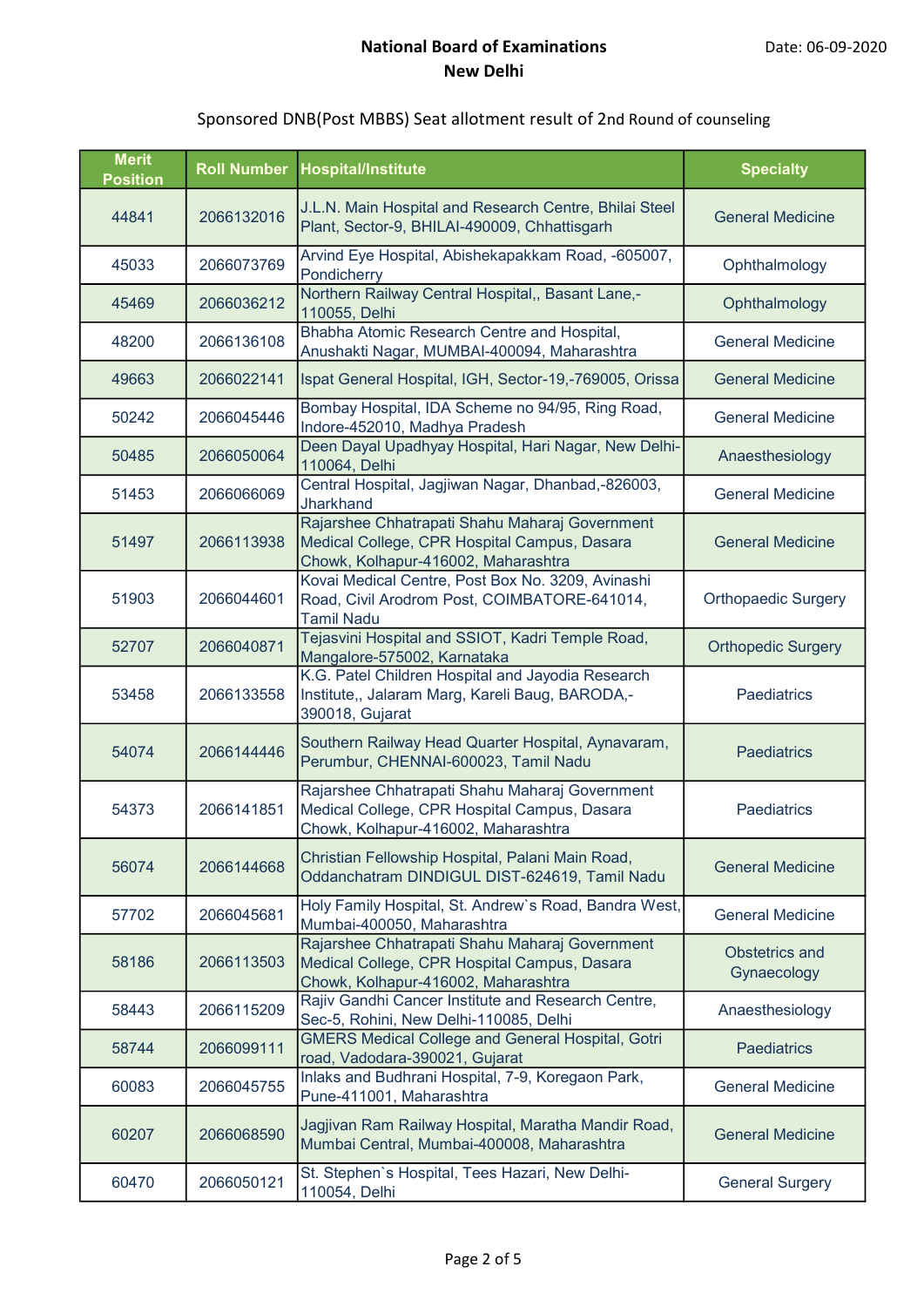**National Board of Examinations**
**New Delhi**

Date: 06-09-2020

Sponsored DNB(Post MBBS) Seat allotment result of 2nd Round of counseling

| Merit Position | Roll Number | Hospital/Institute | Specialty |
|---|---|---|---|
| 44841 | 2066132016 | J.L.N. Main Hospital and Research Centre, Bhilai Steel Plant, Sector-9, BHILAI-490009, Chhattisgarh | General Medicine |
| 45033 | 2066073769 | Arvind Eye Hospital, Abishekapakkam Road, -605007, Pondicherry | Ophthalmology |
| 45469 | 2066036212 | Northern Railway Central Hospital,, Basant Lane,-110055, Delhi | Ophthalmology |
| 48200 | 2066136108 | Bhabha Atomic Research Centre and Hospital, Anushakti Nagar, MUMBAI-400094, Maharashtra | General Medicine |
| 49663 | 2066022141 | Ispat General Hospital, IGH, Sector-19,-769005, Orissa | General Medicine |
| 50242 | 2066045446 | Bombay Hospital, IDA Scheme no 94/95, Ring Road, Indore-452010, Madhya Pradesh | General Medicine |
| 50485 | 2066050064 | Deen Dayal Upadhyay Hospital, Hari Nagar, New Delhi-110064, Delhi | Anaesthesiology |
| 51453 | 2066066069 | Central Hospital, Jagjiwan Nagar, Dhanbad,-826003, Jharkhand | General Medicine |
| 51497 | 2066113938 | Rajarshee Chhatrapati Shahu Maharaj Government Medical College, CPR Hospital Campus, Dasara Chowk, Kolhapur-416002, Maharashtra | General Medicine |
| 51903 | 2066044601 | Kovai Medical Centre, Post Box No. 3209, Avinashi Road, Civil Arodrom Post, COIMBATORE-641014, Tamil Nadu | Orthopaedic Surgery |
| 52707 | 2066040871 | Tejasvini Hospital and SSIOT, Kadri Temple Road, Mangalore-575002, Karnataka | Orthopedic Surgery |
| 53458 | 2066133558 | K.G. Patel Children Hospital and Jayodia Research Institute,, Jalaram Marg, Kareli Baug, BARODA,-390018, Gujarat | Paediatrics |
| 54074 | 2066144446 | Southern Railway Head Quarter Hospital, Aynavaram, Perumbur, CHENNAI-600023, Tamil Nadu | Paediatrics |
| 54373 | 2066141851 | Rajarshee Chhatrapati Shahu Maharaj Government Medical College, CPR Hospital Campus, Dasara Chowk, Kolhapur-416002, Maharashtra | Paediatrics |
| 56074 | 2066144668 | Christian Fellowship Hospital, Palani Main Road, Oddanchatram DINDIGUL DIST-624619, Tamil Nadu | General Medicine |
| 57702 | 2066045681 | Holy Family Hospital, St. Andrew`s Road, Bandra West, Mumbai-400050, Maharashtra | General Medicine |
| 58186 | 2066113503 | Rajarshee Chhatrapati Shahu Maharaj Government Medical College, CPR Hospital Campus, Dasara Chowk, Kolhapur-416002, Maharashtra | Obstetrics and Gynaecology |
| 58443 | 2066115209 | Rajiv Gandhi Cancer Institute and Research Centre, Sec-5, Rohini, New Delhi-110085, Delhi | Anaesthesiology |
| 58744 | 2066099111 | GMERS Medical College and General Hospital, Gotri road, Vadodara-390021, Gujarat | Paediatrics |
| 60083 | 2066045755 | Inlaks and Budhrani Hospital, 7-9, Koregaon Park, Pune-411001, Maharashtra | General Medicine |
| 60207 | 2066068590 | Jagjivan Ram Railway Hospital, Maratha Mandir Road, Mumbai Central, Mumbai-400008, Maharashtra | General Medicine |
| 60470 | 2066050121 | St. Stephen`s Hospital, Tees Hazari, New Delhi-110054, Delhi | General Surgery |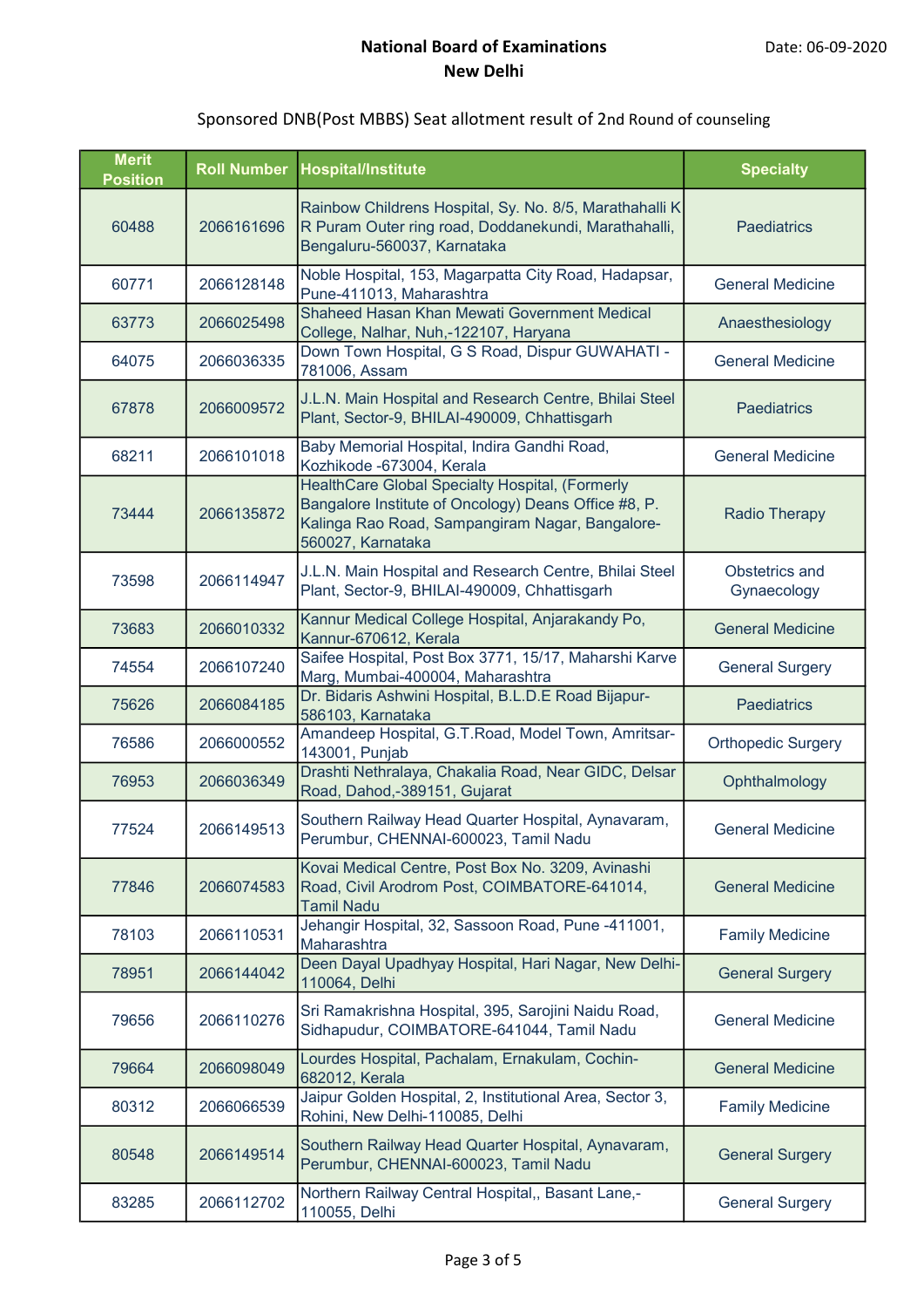**National Board of Examinations**
**New Delhi**

Date: 06-09-2020

Sponsored DNB(Post MBBS) Seat allotment result of 2nd Round of counseling

| Merit Position | Roll Number | Hospital/Institute | Specialty |
|---|---|---|---|
| 60488 | 2066161696 | Rainbow Childrens Hospital, Sy. No. 8/5, Marathahalli K R Puram Outer ring road, Doddanekundi, Marathahalli, Bengaluru-560037, Karnataka | Paediatrics |
| 60771 | 2066128148 | Noble Hospital, 153, Magarpatta City Road, Hadapsar, Pune-411013, Maharashtra | General Medicine |
| 63773 | 2066025498 | Shaheed Hasan Khan Mewati Government Medical College, Nalhar, Nuh,-122107, Haryana | Anaesthesiology |
| 64075 | 2066036335 | Down Town Hospital, G S Road, Dispur GUWAHATI - 781006, Assam | General Medicine |
| 67878 | 2066009572 | J.L.N. Main Hospital and Research Centre, Bhilai Steel Plant, Sector-9, BHILAI-490009, Chhattisgarh | Paediatrics |
| 68211 | 2066101018 | Baby Memorial Hospital, Indira Gandhi Road, Kozhikode -673004, Kerala | General Medicine |
| 73444 | 2066135872 | HealthCare Global Specialty Hospital, (Formerly Bangalore Institute of Oncology) Deans Office #8, P. Kalinga Rao Road, Sampangiram Nagar, Bangalore-560027, Karnataka | Radio Therapy |
| 73598 | 2066114947 | J.L.N. Main Hospital and Research Centre, Bhilai Steel Plant, Sector-9, BHILAI-490009, Chhattisgarh | Obstetrics and Gynaecology |
| 73683 | 2066010332 | Kannur Medical College Hospital, Anjarakandy Po, Kannur-670612, Kerala | General Medicine |
| 74554 | 2066107240 | Saifee Hospital, Post Box 3771, 15/17, Maharshi Karve Marg, Mumbai-400004, Maharashtra | General Surgery |
| 75626 | 2066084185 | Dr. Bidaris Ashwini Hospital, B.L.D.E Road Bijapur-586103, Karnataka | Paediatrics |
| 76586 | 2066000552 | Amandeep Hospital, G.T.Road, Model Town, Amritsar-143001, Punjab | Orthopedic Surgery |
| 76953 | 2066036349 | Drashti Nethralaya, Chakalia Road, Near GIDC, Delsar Road, Dahod,-389151, Gujarat | Ophthalmology |
| 77524 | 2066149513 | Southern Railway Head Quarter Hospital, Aynavaram, Perumbur, CHENNAI-600023, Tamil Nadu | General Medicine |
| 77846 | 2066074583 | Kovai Medical Centre, Post Box No. 3209, Avinashi Road, Civil Arodrom Post, COIMBATORE-641014, Tamil Nadu | General Medicine |
| 78103 | 2066110531 | Jehangir Hospital, 32, Sassoon Road, Pune -411001, Maharashtra | Family Medicine |
| 78951 | 2066144042 | Deen Dayal Upadhyay Hospital, Hari Nagar, New Delhi-110064, Delhi | General Surgery |
| 79656 | 2066110276 | Sri Ramakrishna Hospital, 395, Sarojini Naidu Road, Sidhapudur, COIMBATORE-641044, Tamil Nadu | General Medicine |
| 79664 | 2066098049 | Lourdes Hospital, Pachalam, Ernakulam, Cochin-682012, Kerala | General Medicine |
| 80312 | 2066066539 | Jaipur Golden Hospital, 2, Institutional Area, Sector 3, Rohini, New Delhi-110085, Delhi | Family Medicine |
| 80548 | 2066149514 | Southern Railway Head Quarter Hospital, Aynavaram, Perumbur, CHENNAI-600023, Tamil Nadu | General Surgery |
| 83285 | 2066112702 | Northern Railway Central Hospital,, Basant Lane,-110055, Delhi | General Surgery |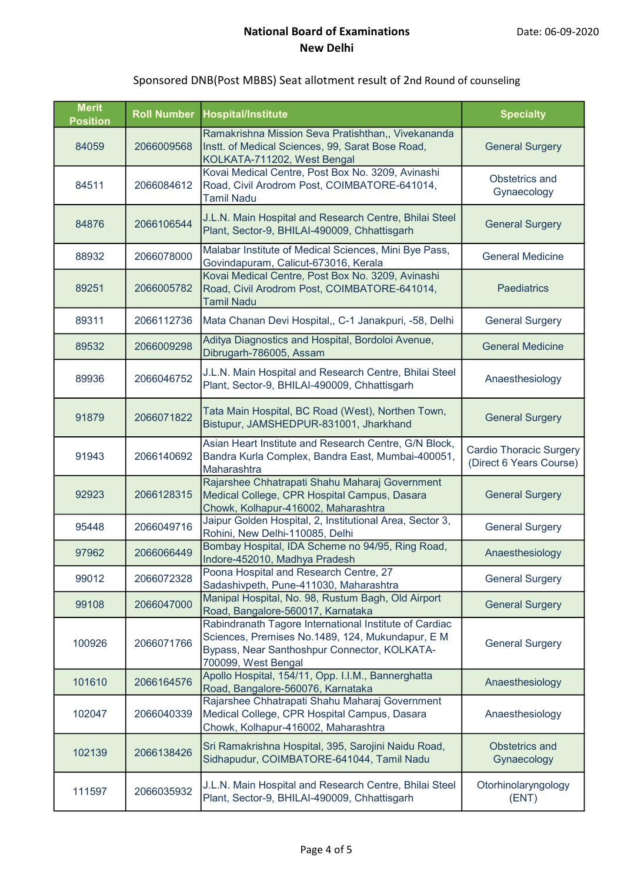**National Board of Examinations**
**New Delhi**

Date: 06-09-2020

Sponsored DNB(Post MBBS) Seat allotment result of 2nd Round of counseling

| Merit Position | Roll Number | Hospital/Institute | Specialty |
|---|---|---|---|
| 84059 | 2066009568 | Ramakrishna Mission Seva Pratishthan,, Vivekananda Instt. of Medical Sciences, 99, Sarat Bose Road, KOLKATA-711202, West Bengal | General Surgery |
| 84511 | 2066084612 | Kovai Medical Centre, Post Box No. 3209, Avinashi Road, Civil Arodrom Post, COIMBATORE-641014, Tamil Nadu | Obstetrics and Gynaecology |
| 84876 | 2066106544 | J.L.N. Main Hospital and Research Centre, Bhilai Steel Plant, Sector-9, BHILAI-490009, Chhattisgarh | General Surgery |
| 88932 | 2066078000 | Malabar Institute of Medical Sciences, Mini Bye Pass, Govindapuram, Calicut-673016, Kerala | General Medicine |
| 89251 | 2066005782 | Kovai Medical Centre, Post Box No. 3209, Avinashi Road, Civil Arodrom Post, COIMBATORE-641014, Tamil Nadu | Paediatrics |
| 89311 | 2066112736 | Mata Chanan Devi Hospital,, C-1 Janakpuri, -58, Delhi | General Surgery |
| 89532 | 2066009298 | Aditya Diagnostics and Hospital, Bordoloi Avenue, Dibrugarh-786005, Assam | General Medicine |
| 89936 | 2066046752 | J.L.N. Main Hospital and Research Centre, Bhilai Steel Plant, Sector-9, BHILAI-490009, Chhattisgarh | Anaesthesiology |
| 91879 | 2066071822 | Tata Main Hospital, BC Road (West), Northen Town, Bistupur, JAMSHEDPUR-831001, Jharkhand | General Surgery |
| 91943 | 2066140692 | Asian Heart Institute and Research Centre, G/N Block, Bandra Kurla Complex, Bandra East, Mumbai-400051, Maharashtra | Cardio Thoracic Surgery (Direct 6 Years Course) |
| 92923 | 2066128315 | Rajarshee Chhatrapati Shahu Maharaj Government Medical College, CPR Hospital Campus, Dasara Chowk, Kolhapur-416002, Maharashtra | General Surgery |
| 95448 | 2066049716 | Jaipur Golden Hospital, 2, Institutional Area, Sector 3, Rohini, New Delhi-110085, Delhi | General Surgery |
| 97962 | 2066066449 | Bombay Hospital, IDA Scheme no 94/95, Ring Road, Indore-452010, Madhya Pradesh | Anaesthesiology |
| 99012 | 2066072328 | Poona Hospital and Research Centre, 27 Sadashivpeth, Pune-411030, Maharashtra | General Surgery |
| 99108 | 2066047000 | Manipal Hospital, No. 98, Rustum Bagh, Old Airport Road, Bangalore-560017, Karnataka | General Surgery |
| 100926 | 2066071766 | Rabindranath Tagore International Institute of Cardiac Sciences, Premises No.1489, 124, Mukundapur, E M Bypass, Near Santhoshpur Connector, KOLKATA-700099, West Bengal | General Surgery |
| 101610 | 2066164576 | Apollo Hospital, 154/11, Opp. I.I.M., Bannerghatta Road, Bangalore-560076, Karnataka | Anaesthesiology |
| 102047 | 2066040339 | Rajarshee Chhatrapati Shahu Maharaj Government Medical College, CPR Hospital Campus, Dasara Chowk, Kolhapur-416002, Maharashtra | Anaesthesiology |
| 102139 | 2066138426 | Sri Ramakrishna Hospital, 395, Sarojini Naidu Road, Sidhapudur, COIMBATORE-641044, Tamil Nadu | Obstetrics and Gynaecology |
| 111597 | 2066035932 | J.L.N. Main Hospital and Research Centre, Bhilai Steel Plant, Sector-9, BHILAI-490009, Chhattisgarh | Otorhinolaryngology (ENT) |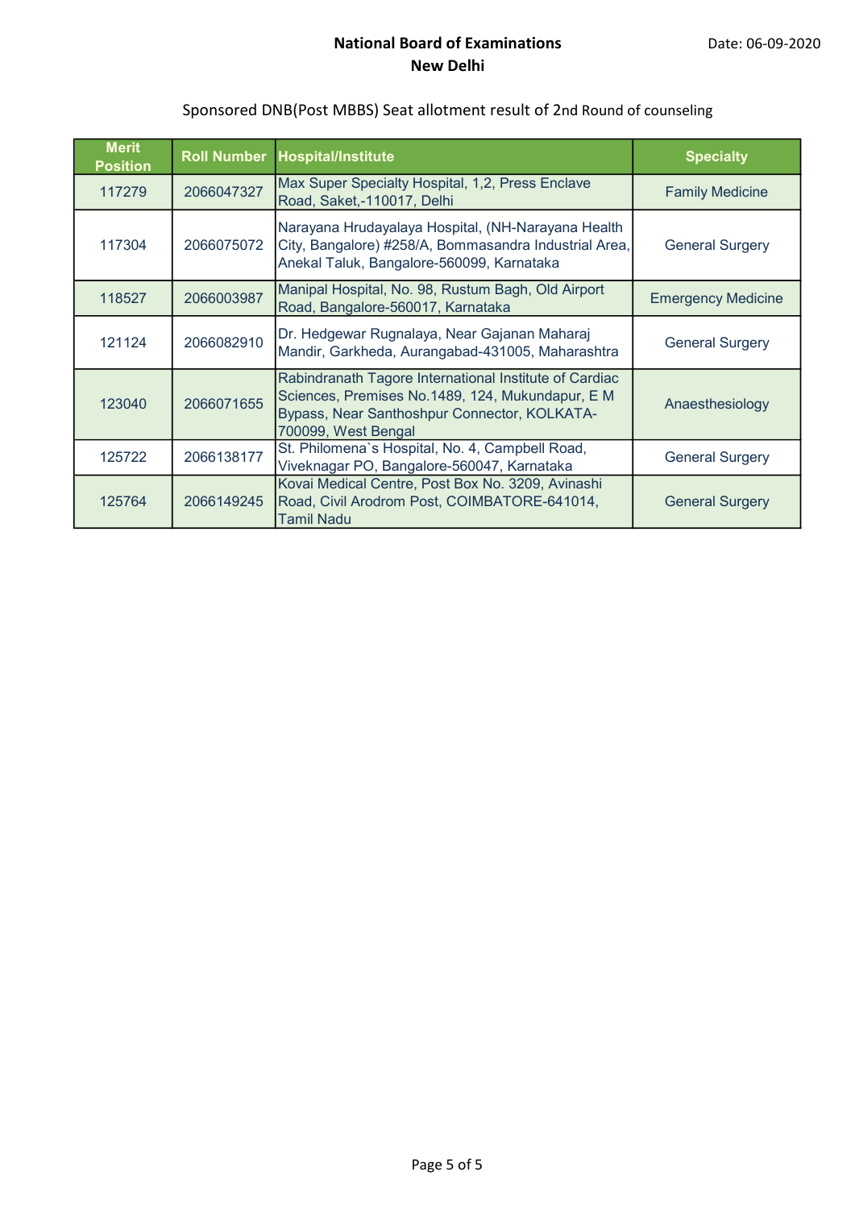**National Board of Examinations**
**New Delhi**

Date: 06-09-2020

Sponsored DNB(Post MBBS) Seat allotment result of 2nd Round of counseling

| Merit Position | Roll Number | Hospital/Institute | Specialty |
|---|---|---|---|
| 117279 | 2066047327 | Max Super Specialty Hospital, 1,2, Press Enclave Road, Saket,-110017, Delhi | Family Medicine |
| 117304 | 2066075072 | Narayana Hrudayalaya Hospital, (NH-Narayana Health City, Bangalore) #258/A, Bommasandra Industrial Area, Anekal Taluk, Bangalore-560099, Karnataka | General Surgery |
| 118527 | 2066003987 | Manipal Hospital, No. 98, Rustum Bagh, Old Airport Road, Bangalore-560017, Karnataka | Emergency Medicine |
| 121124 | 2066082910 | Dr. Hedgewar Rugnalaya, Near Gajanan Maharaj Mandir, Garkheda, Aurangabad-431005, Maharashtra | General Surgery |
| 123040 | 2066071655 | Rabindranath Tagore International Institute of Cardiac Sciences, Premises No.1489, 124, Mukundapur, E M Bypass, Near Santhoshpur Connector, KOLKATA-700099, West Bengal | Anaesthesiology |
| 125722 | 2066138177 | St. Philomena`s Hospital, No. 4, Campbell Road, Viveknagar PO, Bangalore-560047, Karnataka | General Surgery |
| 125764 | 2066149245 | Kovai Medical Centre, Post Box No. 3209, Avinashi Road, Civil Arodrom Post, COIMBATORE-641014, Tamil Nadu | General Surgery |